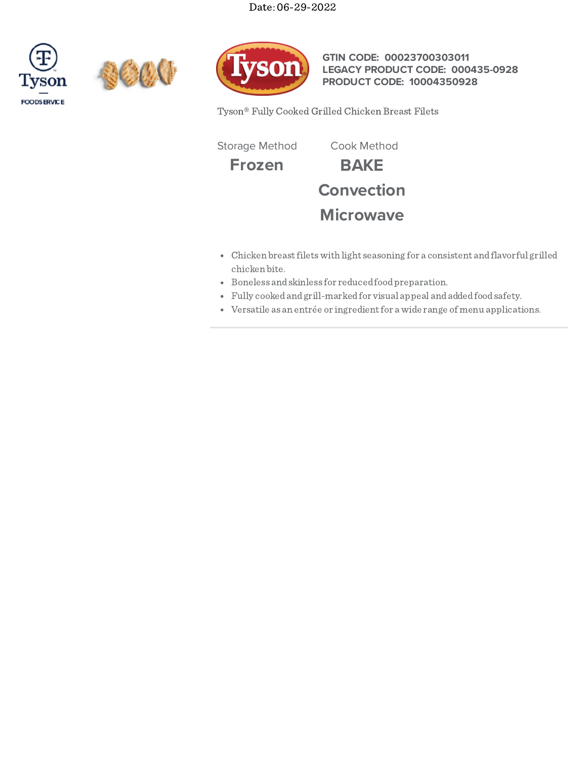Date: 06-29-2022

**GTIN CODE: 00023700303011**
**LEGACY PRODUCT CODE: 000435-0928**
**PRODUCT CODE: 10004350928**

Tyson® Fully Cooked Grilled Chicken Breast Filets

| Storage Method | Cook Method |
|---|---|
| **Frozen** | **BAKE** |
| | **Convection** |
| | **Microwave** |

- Chicken breast filets with light seasoning for a consistent and flavorful grilled chicken bite.
- Boneless and skinless for reduced food preparation.
- Fully cooked and grill-marked for visual appeal and added food safety.
- Versatile as an entrée or ingredient for a wide range of menu applications.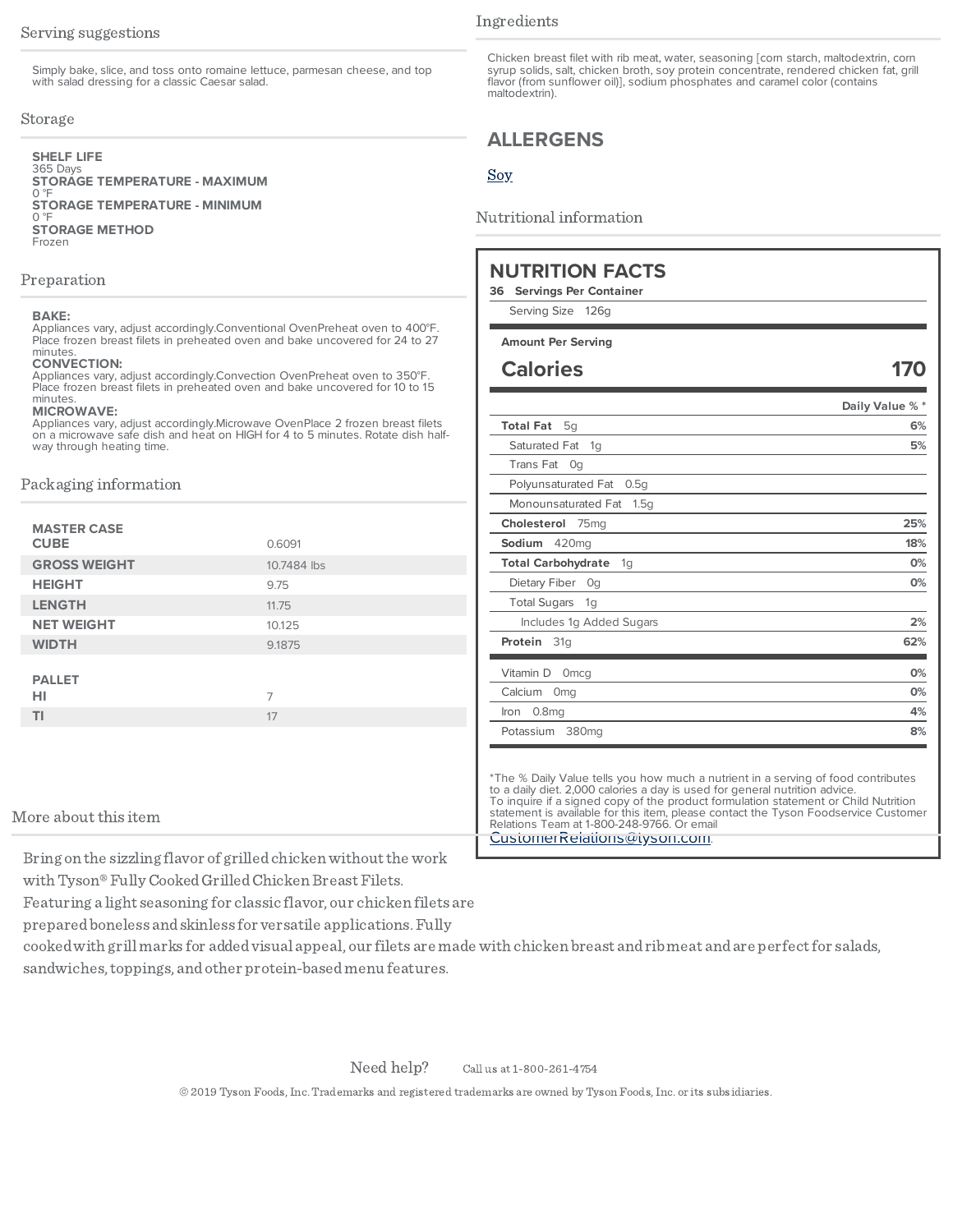## Serving suggestions

Simply bake, slice, and toss onto romaine lettuce, parmesan cheese, and top with salad dressing for a classic Caesar salad.

## Storage

**SHELF LIFE**
365 Days
**STORAGE TEMPERATURE - MAXIMUM**
0 °F
**STORAGE TEMPERATURE - MINIMUM**
0 °F
**STORAGE METHOD**
Frozen

## Preparation

**BAKE:**
Appliances vary, adjust accordingly.Conventional OvenPreheat oven to 400°F. Place frozen breast filets in preheated oven and bake uncovered for 24 to 27 minutes.
**CONVECTION:**
Appliances vary, adjust accordingly.Convection OvenPreheat oven to 350°F. Place frozen breast filets in preheated oven and bake uncovered for 10 to 15 minutes.
**MICROWAVE:**
Appliances vary, adjust accordingly.Microwave OvenPlace 2 frozen breast filets on a microwave safe dish and heat on HIGH for 4 to 5 minutes. Rotate dish half-way through heating time.

## Packaging information

| | |
|---|---|
| **MASTER CASE** | |
| **CUBE** | 0.6091 |
| **GROSS WEIGHT** | 10.7484 lbs |
| **HEIGHT** | 9.75 |
| **LENGTH** | 11.75 |
| **NET WEIGHT** | 10.125 |
| **WIDTH** | 9.1875 |
| **PALLET** | |
| **HI** | 7 |
| **TI** | 17 |

## Ingredients

Chicken breast filet with rib meat, water, seasoning [corn starch, maltodextrin, corn syrup solids, salt, chicken broth, soy protein concentrate, rendered chicken fat, grill flavor (from sunflower oil)], sodium phosphates and caramel color (contains maltodextrin).

## ALLERGENS

Soy

## Nutritional information

**NUTRITION FACTS**
**36 Servings Per Container**
Serving Size 126g

**Amount Per Serving**

| **Calories** | **170** |
|---|---|
| | **Daily Value % \*** |
| **Total Fat** 5g | **6%** |
| Saturated Fat 1g | **5%** |
| Trans Fat 0g | |
| Polyunsaturated Fat 0.5g | |
| Monounsaturated Fat 1.5g | |
| **Cholesterol** 75mg | **25%** |
| **Sodium** 420mg | **18%** |
| **Total Carbohydrate** 1g | **0%** |
| Dietary Fiber 0g | **0%** |
| Total Sugars 1g | |
| Includes 1g Added Sugars | **2%** |
| **Protein** 31g | **62%** |
| Vitamin D 0mcg | **0%** |
| Calcium 0mg | **0%** |
| Iron 0.8mg | **4%** |
| Potassium 380mg | **8%** |

*The % Daily Value tells you how much a nutrient in a serving of food contributes to a daily diet. 2,000 calories a day is used for general nutrition advice.
To inquire if a signed copy of the product formulation statement or Child Nutrition statement is available for this item, please contact the Tyson Foodservice Customer Relations Team at 1-800-248-9766. Or email CustomerRelations@tyson.com.

## More about this item

Bring on the sizzling flavor of grilled chicken without the work with Tyson® Fully Cooked Grilled Chicken Breast Filets. Featuring a light seasoning for classic flavor, our chicken filets are prepared boneless and skinless for versatile applications. Fully cooked with grill marks for added visual appeal, our filets are made with chicken breast and rib meat and are perfect for salads, sandwiches, toppings, and other protein-based menu features.

Need help? Call us at 1-800-261-4754

© 2019 Tyson Foods, Inc. Trademarks and registered trademarks are owned by Tyson Foods, Inc. or its subsidiaries.